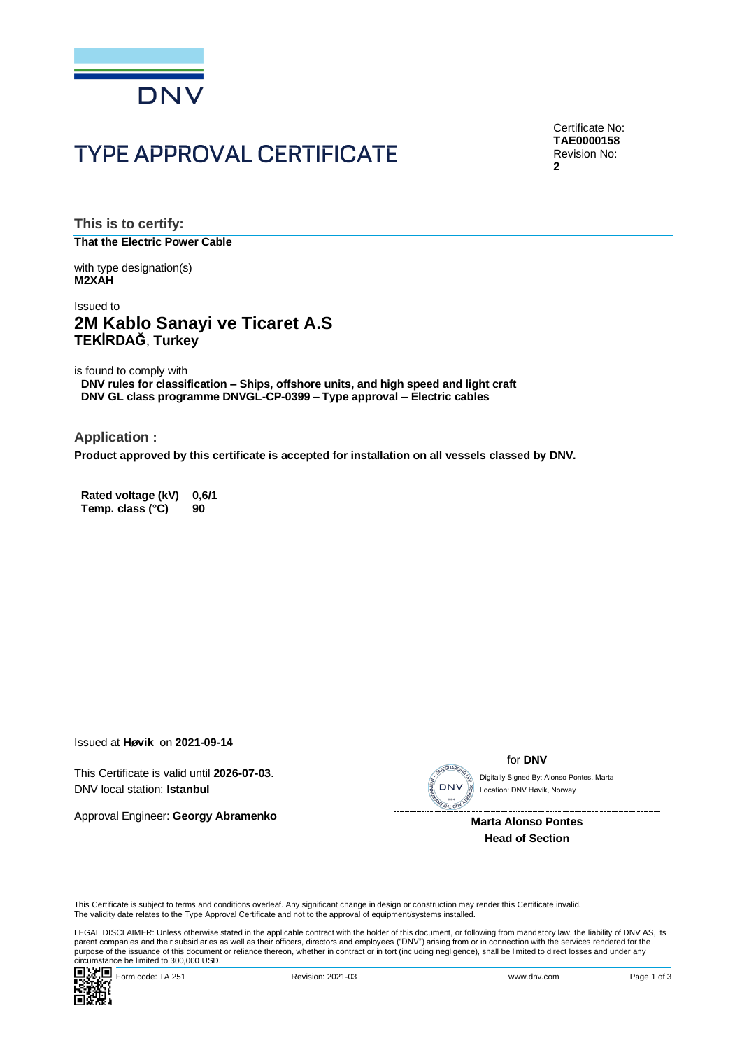DNV

# TYPE APPROVAL CERTIFICATE

Certificate No:
**TAE0000158**
Revision No:
**2**

## This is to certify:

**That the Electric Power Cable**

with type designation(s)
**M2XAH**

Issued to
## 2M Kablo Sanayi ve Ticaret A.S
**TEKİRDAĞ**, **Turkey**

is found to comply with
**DNV rules for classification – Ships, offshore units, and high speed and light craft**
**DNV GL class programme DNVGL-CP-0399 – Type approval – Electric cables**

## Application :

**Product approved by this certificate is accepted for installation on all vessels classed by DNV.**

| | |
|---|---|
| **Rated voltage (kV)** | **0,6/1** |
| **Temp. class (°C)** | **90** |

Issued at **Høvik** on **2021-09-14**

This Certificate is valid until **2026-07-03**.
DNV local station: **Istanbul**

Approval Engineer: **Georgy Abramenko**

for **DNV**

Digitally Signed By: Alonso Pontes, Marta
Location: DNV Høvik, Norway

**Marta Alonso Pontes**
**Head of Section**

This Certificate is subject to terms and conditions overleaf. Any significant change in design or construction may render this Certificate invalid.
The validity date relates to the Type Approval Certificate and not to the approval of equipment/systems installed.

LEGAL DISCLAIMER: Unless otherwise stated in the applicable contract with the holder of this document, or following from mandatory law, the liability of DNV AS, its parent companies and their subsidiaries as well as their officers, directors and employees ("DNV") arising from or in connection with the services rendered for the purpose of the issuance of this document or reliance thereon, whether in contract or in tort (including negligence), shall be limited to direct losses and under any circumstance be limited to 300,000 USD.

Form code: TA 251 Revision: 2021-03 www.dnv.com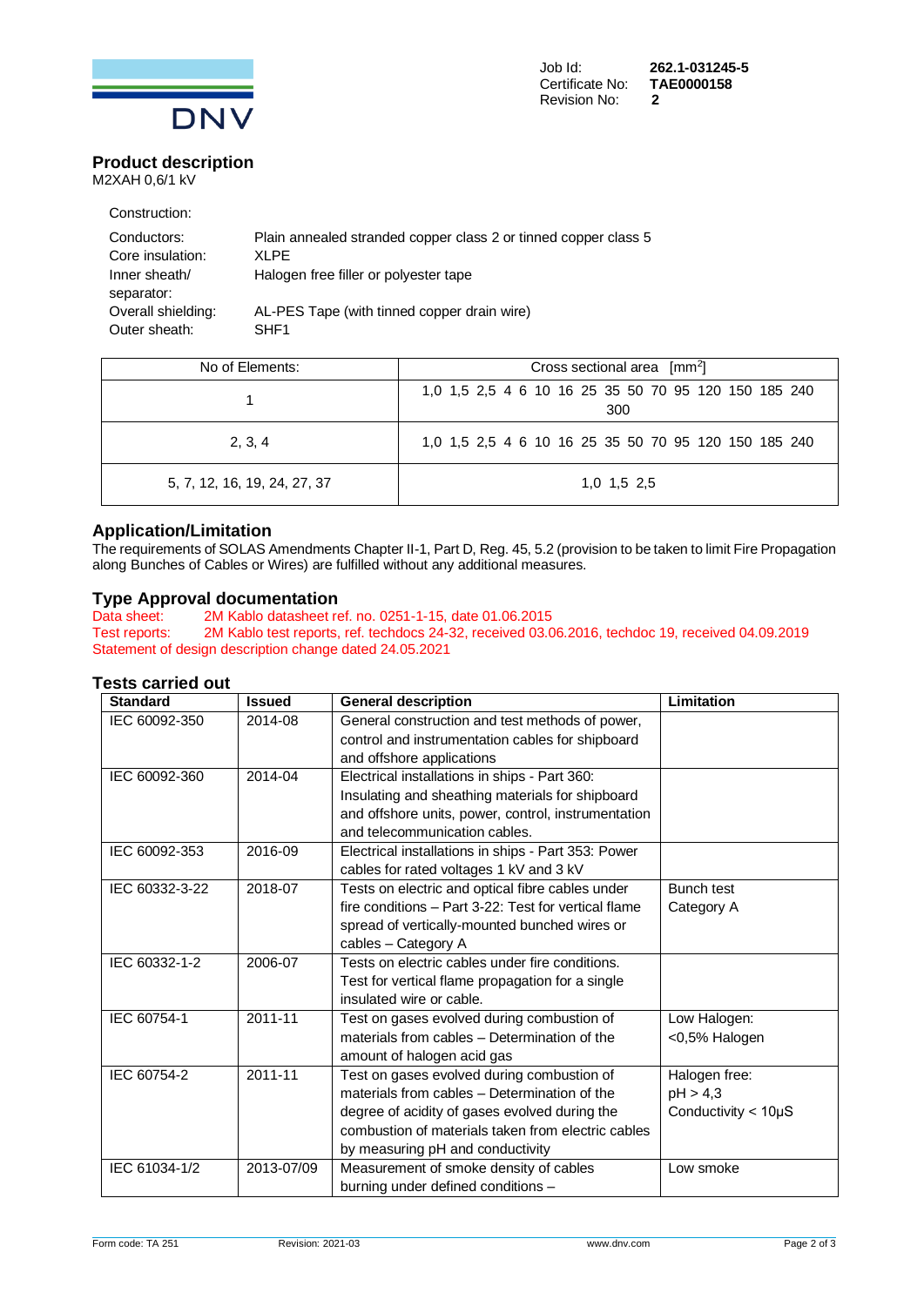Job Id: **262.1-031245-5**
Certificate No: **TAE0000158**
Revision No: **2**

## Product description

M2XAH 0,6/1 kV

Construction:

| | |
|---|---|
| Conductors: | Plain annealed stranded copper class 2 or tinned copper class 5 |
| Core insulation: | XLPE |
| Inner sheath/ separator: | Halogen free filler or polyester tape |
| Overall shielding: | AL-PES Tape (with tinned copper drain wire) |
| Outer sheath: | SHF1 |

| No of Elements: | Cross sectional area [$mm^2$] |
|---|---|
| 1 | 1,0 1,5 2,5 4 6 10 16 25 35 50 70 95 120 150 185 240 300 |
| 2, 3, 4 | 1,0 1,5 2,5 4 6 10 16 25 35 50 70 95 120 150 185 240 |
| 5, 7, 12, 16, 19, 24, 27, 37 | 1,0 1,5 2,5 |

## Application/Limitation

The requirements of SOLAS Amendments Chapter II-1, Part D, Reg. 45, 5.2 (provision to be taken to limit Fire Propagation along Bunches of Cables or Wires) are fulfilled without any additional measures.

## Type Approval documentation

Data sheet: 2M Kablo datasheet ref. no. 0251-1-15, date 01.06.2015
Test reports: 2M Kablo test reports, ref. techdocs 24-32, received 03.06.2016, techdoc 19, received 04.09.2019
Statement of design description change dated 24.05.2021

## Tests carried out

| Standard | Issued | General description | Limitation |
|---|---|---|---|
| IEC 60092-350 | 2014-08 | General construction and test methods of power, control and instrumentation cables for shipboard and offshore applications | |
| IEC 60092-360 | 2014-04 | Electrical installations in ships - Part 360: Insulating and sheathing materials for shipboard and offshore units, power, control, instrumentation and telecommunication cables. | |
| IEC 60092-353 | 2016-09 | Electrical installations in ships - Part 353: Power cables for rated voltages 1 kV and 3 kV | |
| IEC 60332-3-22 | 2018-07 | Tests on electric and optical fibre cables under fire conditions – Part 3-22: Test for vertical flame spread of vertically-mounted bunched wires or cables – Category A | Bunch test Category A |
| IEC 60332-1-2 | 2006-07 | Tests on electric cables under fire conditions. Test for vertical flame propagation for a single insulated wire or cable. | |
| IEC 60754-1 | 2011-11 | Test on gases evolved during combustion of materials from cables – Determination of the amount of halogen acid gas | Low Halogen: <0,5% Halogen |
| IEC 60754-2 | 2011-11 | Test on gases evolved during combustion of materials from cables – Determination of the degree of acidity of gases evolved during the combustion of materials taken from electric cables by measuring pH and conductivity | Halogen free: pH > 4,3 Conductivity < 10µS |
| IEC 61034-1/2 | 2013-07/09 | Measurement of smoke density of cables burning under defined conditions – | Low smoke |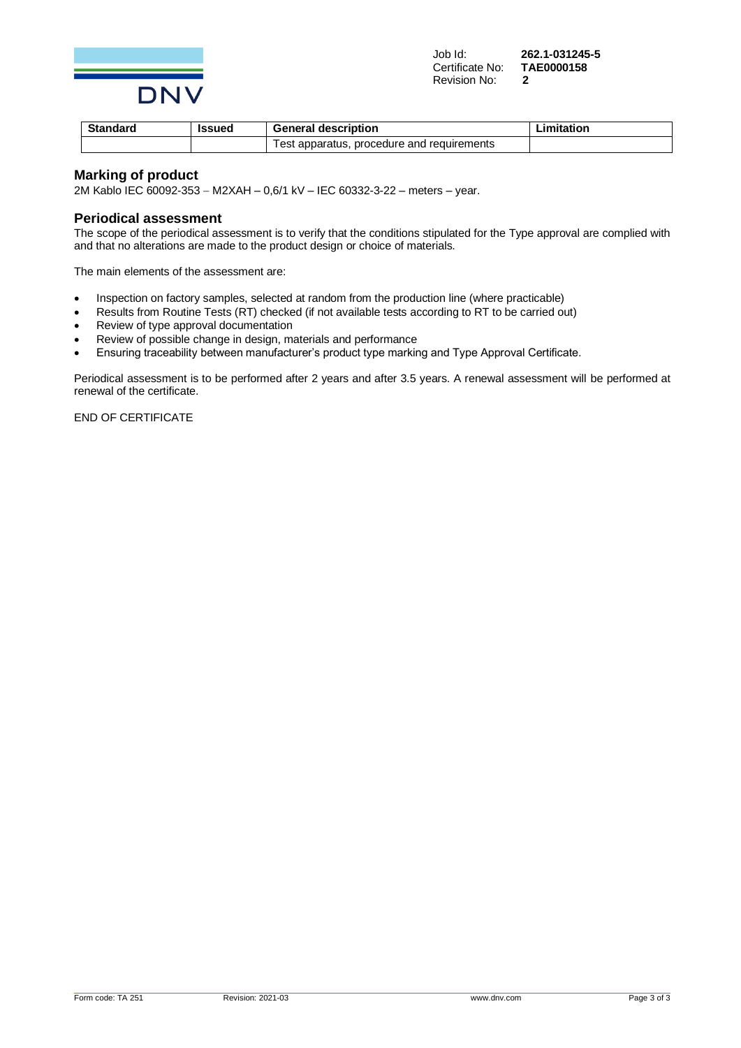| Standard | Issued | General description | Limitation |
| --- | --- | --- | --- |
| | | Test apparatus, procedure and requirements | |

## Marking of product

2M Kablo IEC 60092-353 – M2XAH – 0,6/1 kV – IEC 60332-3-22 – meters – year.

## Periodical assessment

The scope of the periodical assessment is to verify that the conditions stipulated for the Type approval are complied with and that no alterations are made to the product design or choice of materials.

The main elements of the assessment are:

- Inspection on factory samples, selected at random from the production line (where practicable)
- Results from Routine Tests (RT) checked (if not available tests according to RT to be carried out)
- Review of type approval documentation
- Review of possible change in design, materials and performance
- Ensuring traceability between manufacturer's product type marking and Type Approval Certificate.

Periodical assessment is to be performed after 2 years and after 3.5 years. A renewal assessment will be performed at renewal of the certificate.

END OF CERTIFICATE